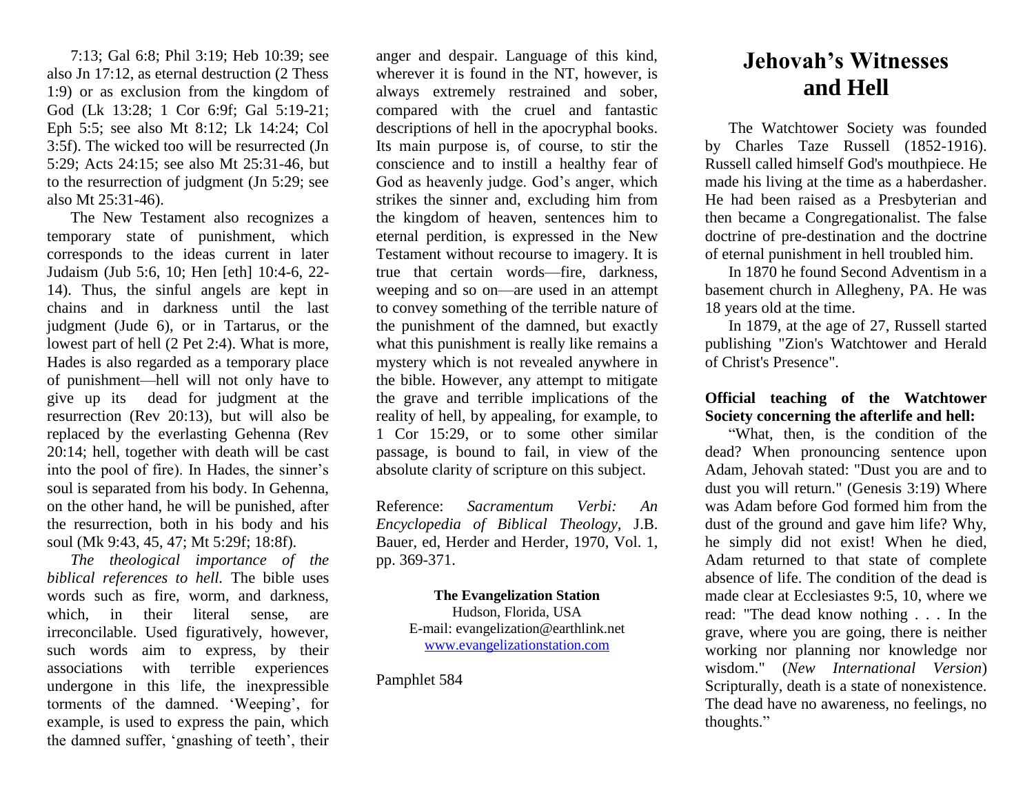7:13; Gal 6:8; Phil 3:19; Heb 10:39; see also Jn 17:12, as eternal destruction (2 Thess 1:9) or as exclusion from the kingdom of God (Lk 13:28; 1 Cor 6:9f; Gal 5:19-21; Eph 5:5; see also Mt 8:12; Lk 14:24; Col 3:5f). The wicked too will be resurrected (Jn 5:29; Acts 24:15; see also Mt 25:31-46, but to the resurrection of judgment (Jn 5:29; see also Mt 25:31-46).

The New Testament also recognizes a temporary state of punishment, which corresponds to the ideas current in later Judaism (Jub 5:6, 10; Hen [eth] 10:4-6, 22-14). Thus, the sinful angels are kept in chains and in darkness until the last judgment (Jude 6), or in Tartarus, or the lowest part of hell (2 Pet 2:4). What is more, Hades is also regarded as a temporary place of punishment—hell will not only have to give up its dead for judgment at the resurrection (Rev 20:13), but will also be replaced by the everlasting Gehenna (Rev 20:14; hell, together with death will be cast into the pool of fire). In Hades, the sinner's soul is separated from his body. In Gehenna, on the other hand, he will be punished, after the resurrection, both in his body and his soul (Mk 9:43, 45, 47; Mt 5:29f; 18:8f).

*The theological importance of the biblical references to hell.* The bible uses words such as fire, worm, and darkness, which, in their literal sense, are irreconcilable. Used figuratively, however, such words aim to express, by their associations with terrible experiences undergone in this life, the inexpressible torments of the damned. 'Weeping', for example, is used to express the pain, which the damned suffer, 'gnashing of teeth', their anger and despair. Language of this kind, wherever it is found in the NT, however, is always extremely restrained and sober, compared with the cruel and fantastic descriptions of hell in the apocryphal books. Its main purpose is, of course, to stir the conscience and to instill a healthy fear of God as heavenly judge. God's anger, which strikes the sinner and, excluding him from the kingdom of heaven, sentences him to eternal perdition, is expressed in the New Testament without recourse to imagery. It is true that certain words—fire, darkness, weeping and so on—are used in an attempt to convey something of the terrible nature of the punishment of the damned, but exactly what this punishment is really like remains a mystery which is not revealed anywhere in the bible. However, any attempt to mitigate the grave and terrible implications of the reality of hell, by appealing, for example, to 1 Cor 15:29, or to some other similar passage, is bound to fail, in view of the absolute clarity of scripture on this subject.

Reference: *Sacramentum Verbi: An Encyclopedia of Biblical Theology*, J.B. Bauer, ed, Herder and Herder, 1970, Vol. 1, pp. 369-371.

**The Evangelization Station**
Hudson, Florida, USA
E-mail: evangelization@earthlink.net
www.evangelizationstation.com

Pamphlet 584

# Jehovah's Witnesses and Hell

The Watchtower Society was founded by Charles Taze Russell (1852-1916). Russell called himself God's mouthpiece. He made his living at the time as a haberdasher. He had been raised as a Presbyterian and then became a Congregationalist. The false doctrine of pre-destination and the doctrine of eternal punishment in hell troubled him.

In 1870 he found Second Adventism in a basement church in Allegheny, PA. He was 18 years old at the time.

In 1879, at the age of 27, Russell started publishing "Zion's Watchtower and Herald of Christ's Presence".

**Official teaching of the Watchtower Society concerning the afterlife and hell:**

"What, then, is the condition of the dead? When pronouncing sentence upon Adam, Jehovah stated: "Dust you are and to dust you will return." (Genesis 3:19) Where was Adam before God formed him from the dust of the ground and gave him life? Why, he simply did not exist! When he died, Adam returned to that state of complete absence of life. The condition of the dead is made clear at Ecclesiastes 9:5, 10, where we read: "The dead know nothing . . . In the grave, where you are going, there is neither working nor planning nor knowledge nor wisdom." (*New International Version*) Scripturally, death is a state of nonexistence. The dead have no awareness, no feelings, no thoughts."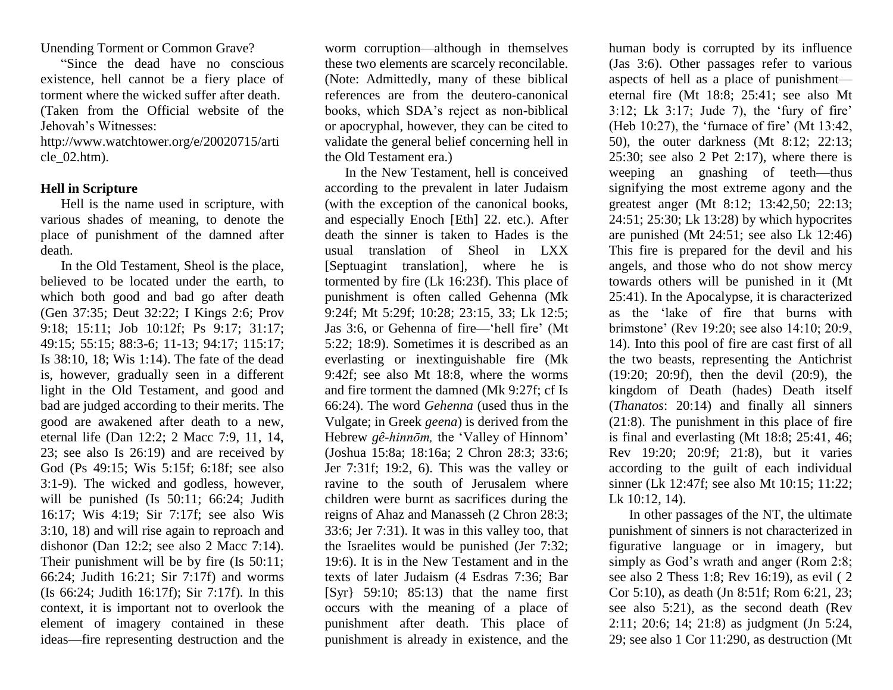Unending Torment or Common Grave?

"Since the dead have no conscious existence, hell cannot be a fiery place of torment where the wicked suffer after death. (Taken from the Official website of the Jehovah's Witnesses: http://www.watchtower.org/e/20020715/article_02.htm).

**Hell in Scripture**

Hell is the name used in scripture, with various shades of meaning, to denote the place of punishment of the damned after death.

In the Old Testament, Sheol is the place, believed to be located under the earth, to which both good and bad go after death (Gen 37:35; Deut 32:22; I Kings 2:6; Prov 9:18; 15:11; Job 10:12f; Ps 9:17; 31:17; 49:15; 55:15; 88:3-6; 11-13; 94:17; 115:17; Is 38:10, 18; Wis 1:14). The fate of the dead is, however, gradually seen in a different light in the Old Testament, and good and bad are judged according to their merits. The good are awakened after death to a new, eternal life (Dan 12:2; 2 Macc 7:9, 11, 14, 23; see also Is 26:19) and are received by God (Ps 49:15; Wis 5:15f; 6:18f; see also 3:1-9). The wicked and godless, however, will be punished (Is 50:11; 66:24; Judith 16:17; Wis 4:19; Sir 7:17f; see also Wis 3:10, 18) and will rise again to reproach and dishonor (Dan 12:2; see also 2 Macc 7:14). Their punishment will be by fire (Is 50:11; 66:24; Judith 16:21; Sir 7:17f) and worms (Is 66:24; Judith 16:17f); Sir 7:17f). In this context, it is important not to overlook the element of imagery contained in these ideas—fire representing destruction and the worm corruption—although in themselves these two elements are scarcely reconcilable. (Note: Admittedly, many of these biblical references are from the deutero-canonical books, which SDA's reject as non-biblical or apocryphal, however, they can be cited to validate the general belief concerning hell in the Old Testament era.)

In the New Testament, hell is conceived according to the prevalent in later Judaism (with the exception of the canonical books, and especially Enoch [Eth] 22. etc.). After death the sinner is taken to Hades is the usual translation of Sheol in LXX [Septuagint translation], where he is tormented by fire (Lk 16:23f). This place of punishment is often called Gehenna (Mk 9:24f; Mt 5:29f; 10:28; 23:15, 33; Lk 12:5; Jas 3:6, or Gehenna of fire—'hell fire' (Mt 5:22; 18:9). Sometimes it is described as an everlasting or inextinguishable fire (Mk 9:42f; see also Mt 18:8, where the worms and fire torment the damned (Mk 9:27f; cf Is 66:24). The word *Gehenna* (used thus in the Vulgate; in Greek *geena*) is derived from the Hebrew *gê-hinnōm,* the 'Valley of Hinnom' (Joshua 15:8a; 18:16a; 2 Chron 28:3; 33:6; Jer 7:31f; 19:2, 6). This was the valley or ravine to the south of Jerusalem where children were burnt as sacrifices during the reigns of Ahaz and Manasseh (2 Chron 28:3; 33:6; Jer 7:31). It was in this valley too, that the Israelites would be punished (Jer 7:32; 19:6). It is in the New Testament and in the texts of later Judaism (4 Esdras 7:36; Bar [Syr} 59:10; 85:13) that the name first occurs with the meaning of a place of punishment after death. This place of punishment is already in existence, and the human body is corrupted by its influence (Jas 3:6). Other passages refer to various aspects of hell as a place of punishment—eternal fire (Mt 18:8; 25:41; see also Mt 3:12; Lk 3:17; Jude 7), the 'fury of fire' (Heb 10:27), the 'furnace of fire' (Mt 13:42, 50), the outer darkness (Mt 8:12; 22:13; 25:30; see also 2 Pet 2:17), where there is weeping an gnashing of teeth—thus signifying the most extreme agony and the greatest anger (Mt 8:12; 13:42,50; 22:13; 24:51; 25:30; Lk 13:28) by which hypocrites are punished (Mt 24:51; see also Lk 12:46) This fire is prepared for the devil and his angels, and those who do not show mercy towards others will be punished in it (Mt 25:41). In the Apocalypse, it is characterized as the 'lake of fire that burns with brimstone' (Rev 19:20; see also 14:10; 20:9, 14). Into this pool of fire are cast first of all the two beasts, representing the Antichrist (19:20; 20:9f), then the devil (20:9), the kingdom of Death (hades) Death itself (*Thanatos*: 20:14) and finally all sinners (21:8). The punishment in this place of fire is final and everlasting (Mt 18:8; 25:41, 46; Rev 19:20; 20:9f; 21:8), but it varies according to the guilt of each individual sinner (Lk 12:47f; see also Mt 10:15; 11:22; Lk 10:12, 14).

In other passages of the NT, the ultimate punishment of sinners is not characterized in figurative language or in imagery, but simply as God's wrath and anger (Rom 2:8; see also 2 Thess 1:8; Rev 16:19), as evil ( 2 Cor 5:10), as death (Jn 8:51f; Rom 6:21, 23; see also 5:21), as the second death (Rev 2:11; 20:6; 14; 21:8) as judgment (Jn 5:24, 29; see also 1 Cor 11:290, as destruction (Mt